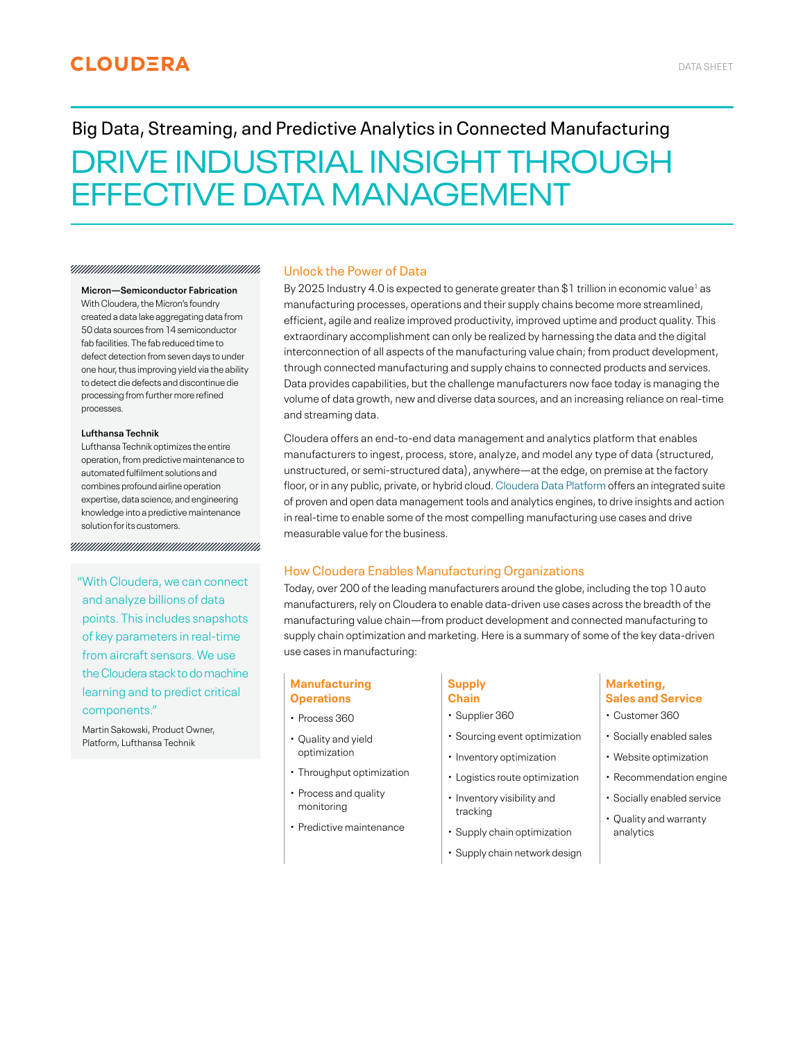CLOUDERA

DATA SHEET

## Big Data, Streaming, and Predictive Analytics in Connected Manufacturing

# DRIVE INDUSTRIAL INSIGHT THROUGH EFFECTIVE DATA MANAGEMENT

**Micron—Semiconductor Fabrication**
With Cloudera, the Micron's foundry created a data lake aggregating data from 50 data sources from 14 semiconductor fab facilities. The fab reduced time to defect detection from seven days to under one hour, thus improving yield via the ability to detect die defects and discontinue die processing from further more refined processes.

**Lufthansa Technik**
Lufthansa Technik optimizes the entire operation, from predictive maintenance to automated fulfilment solutions and combines profound airline operation expertise, data science, and engineering knowledge into a predictive maintenance solution for its customers.

"With Cloudera, we can connect and analyze billions of data points. This includes snapshots of key parameters in real-time from aircraft sensors. We use the Cloudera stack to do machine learning and to predict critical components."

Martin Sakowski, Product Owner, Platform, Lufthansa Technik

## Unlock the Power of Data

By 2025 Industry 4.0 is expected to generate greater than $1 trillion in economic value[1] as manufacturing processes, operations and their supply chains become more streamlined, efficient, agile and realize improved productivity, improved uptime and product quality. This extraordinary accomplishment can only be realized by harnessing the data and the digital interconnection of all aspects of the manufacturing value chain; from product development, through connected manufacturing and supply chains to connected products and services. Data provides capabilities, but the challenge manufacturers now face today is managing the volume of data growth, new and diverse data sources, and an increasing reliance on real-time and streaming data.

Cloudera offers an end-to-end data management and analytics platform that enables manufacturers to ingest, process, store, analyze, and model any type of data (structured, unstructured, or semi-structured data), anywhere—at the edge, on premise at the factory floor, or in any public, private, or hybrid cloud. Cloudera Data Platform offers an integrated suite of proven and open data management tools and analytics engines, to drive insights and action in real-time to enable some of the most compelling manufacturing use cases and drive measurable value for the business.

## How Cloudera Enables Manufacturing Organizations

Today, over 200 of the leading manufacturers around the globe, including the top 10 auto manufacturers, rely on Cloudera to enable data-driven use cases across the breadth of the manufacturing value chain—from product development and connected manufacturing to supply chain optimization and marketing. Here is a summary of some of the key data-driven use cases in manufacturing:

### Manufacturing Operations

- Process 360
- Quality and yield optimization
- Throughput optimization
- Process and quality monitoring
- Predictive maintenance

### Supply Chain

- Supplier 360
- Sourcing event optimization
- Inventory optimization
- Logistics route optimization
- Inventory visibility and tracking
- Supply chain optimization
- Supply chain network design

### Marketing, Sales and Service

- Customer 360
- Socially enabled sales
- Website optimization
- Recommendation engine
- Socially enabled service
- Quality and warranty analytics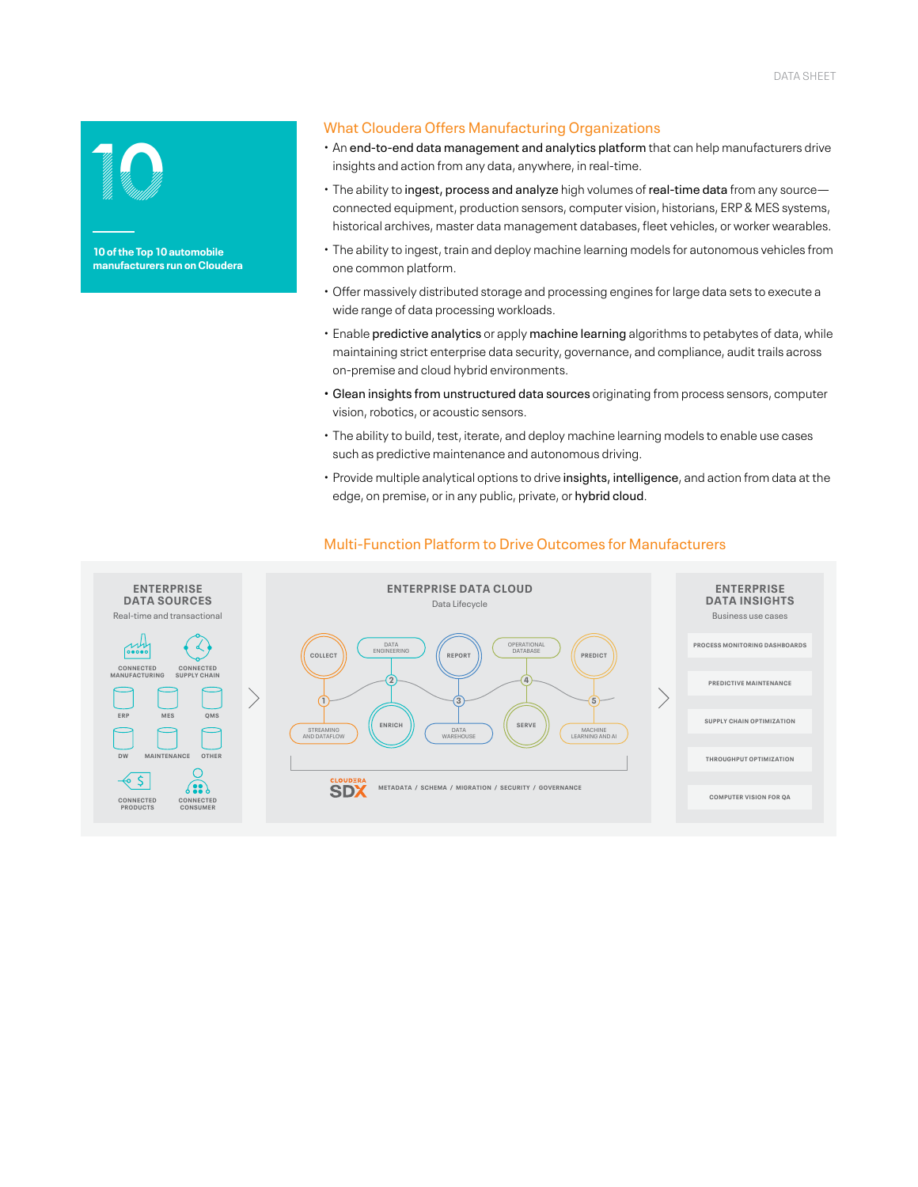# 10

10 of the Top 10 automobile manufacturers run on Cloudera

## What Cloudera Offers Manufacturing Organizations

- An **end-to-end data management and analytics platform** that can help manufacturers drive insights and action from any data, anywhere, in real-time.
- The ability to **ingest, process and analyze** high volumes of **real-time data** from any source—connected equipment, production sensors, computer vision, historians, ERP & MES systems, historical archives, master data management databases, fleet vehicles, or worker wearables.
- The ability to ingest, train and deploy machine learning models for autonomous vehicles from one common platform.
- Offer massively distributed storage and processing engines for large data sets to execute a wide range of data processing workloads.
- Enable **predictive analytics** or apply **machine learning** algorithms to petabytes of data, while maintaining strict enterprise data security, governance, and compliance, audit trails across on-premise and cloud hybrid environments.
- **Glean insights from unstructured data sources** originating from process sensors, computer vision, robotics, or acoustic sensors.
- The ability to build, test, iterate, and deploy machine learning models to enable use cases such as predictive maintenance and autonomous driving.
- Provide multiple analytical options to drive **insights, intelligence**, and action from data at the edge, on premise, or in any public, private, or **hybrid cloud**.

## Multi-Function Platform to Drive Outcomes for Manufacturers

**ENTERPRISE DATA SOURCES**
Real-time and transactional

- CONNECTED MANUFACTURING
- CONNECTED SUPPLY CHAIN
- ERP
- MES
- QMS
- DW
- MAINTENANCE
- OTHER
- CONNECTED PRODUCTS
- CONNECTED CONSUMER

**ENTERPRISE DATA CLOUD**
Data Lifecycle

- COLLECT — 1 STREAMING AND DATAFLOW
- ENRICH — 2 DATA ENGINEERING
- REPORT — 3 DATA WAREHOUSE
- SERVE — 4 OPERATIONAL DATABASE
- PREDICT — 5 MACHINE LEARNING AND AI

CLOUDERA SDX — METADATA / SCHEMA / MIGRATION / SECURITY / GOVERNANCE

**ENTERPRISE DATA INSIGHTS**
Business use cases

- PROCESS MONITORING DASHBOARDS
- PREDICTIVE MAINTENANCE
- SUPPLY CHAIN OPTIMIZATION
- THROUGHPUT OPTIMIZATION
- COMPUTER VISION FOR QA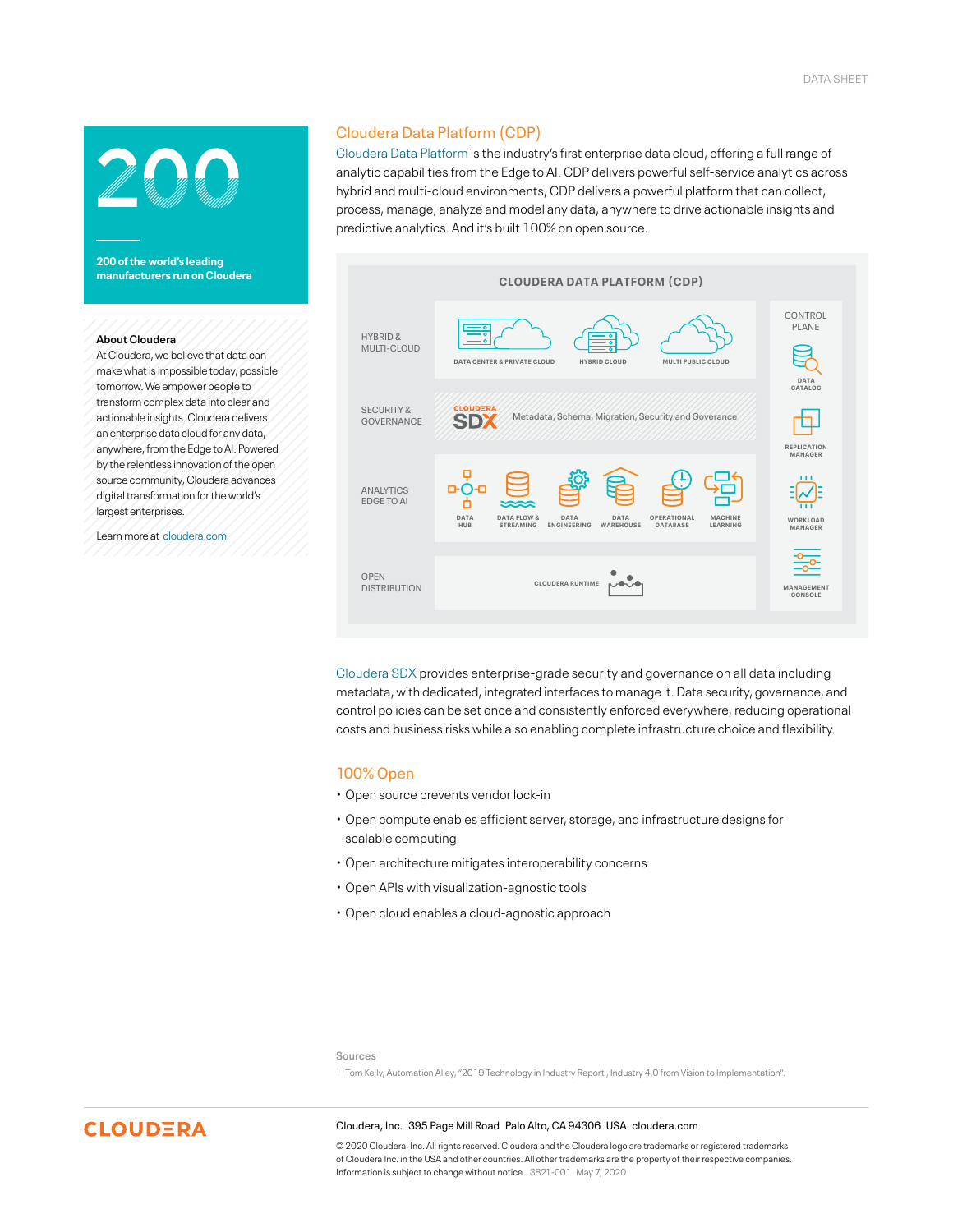200

200 of the world's leading manufacturers run on Cloudera

**About Cloudera**

At Cloudera, we believe that data can make what is impossible today, possible tomorrow. We empower people to transform complex data into clear and actionable insights. Cloudera delivers an enterprise data cloud for any data, anywhere, from the Edge to AI. Powered by the relentless innovation of the open source community, Cloudera advances digital transformation for the world's largest enterprises.

Learn more at cloudera.com

## Cloudera Data Platform (CDP)

Cloudera Data Platform is the industry's first enterprise data cloud, offering a full range of analytic capabilities from the Edge to AI. CDP delivers powerful self-service analytics across hybrid and multi-cloud environments, CDP delivers a powerful platform that can collect, process, manage, analyze and model any data, anywhere to drive actionable insights and predictive analytics. And it's built 100% on open source.

CLOUDERA DATA PLATFORM (CDP)

HYBRID & MULTI-CLOUD
DATA CENTER & PRIVATE CLOUD
HYBRID CLOUD
MULTI PUBLIC CLOUD

SECURITY & GOVERNANCE
CLOUDERA SDX
Metadata, Schema, Migration, Security and Goverance

ANALYTICS EDGE TO AI
DATA HUB
DATA FLOW & STREAMING
DATA ENGINEERING
DATA WAREHOUSE
OPERATIONAL DATABASE
MACHINE LEARNING

OPEN DISTRIBUTION
CLOUDERA RUNTIME

CONTROL PLANE
DATA CATALOG
REPLICATION MANAGER
WORKLOAD MANAGER
MANAGEMENT CONSOLE

Cloudera SDX provides enterprise-grade security and governance on all data including metadata, with dedicated, integrated interfaces to manage it. Data security, governance, and control policies can be set once and consistently enforced everywhere, reducing operational costs and business risks while also enabling complete infrastructure choice and flexibility.

## 100% Open

- Open source prevents vendor lock-in
- Open compute enables efficient server, storage, and infrastructure designs for scalable computing
- Open architecture mitigates interoperability concerns
- Open APIs with visualization-agnostic tools
- Open cloud enables a cloud-agnostic approach

Sources

[1] Tom Kelly, Automation Alley, "2019 Technology in Industry Report , Industry 4.0 from Vision to Implementation".

CLOUDERA

Cloudera, Inc. 395 Page Mill Road Palo Alto, CA 94306 USA cloudera.com

© 2020 Cloudera, Inc. All rights reserved. Cloudera and the Cloudera logo are trademarks or registered trademarks of Cloudera Inc. in the USA and other countries. All other trademarks are the property of their respective companies. Information is subject to change without notice. 3821-001 May 7, 2020